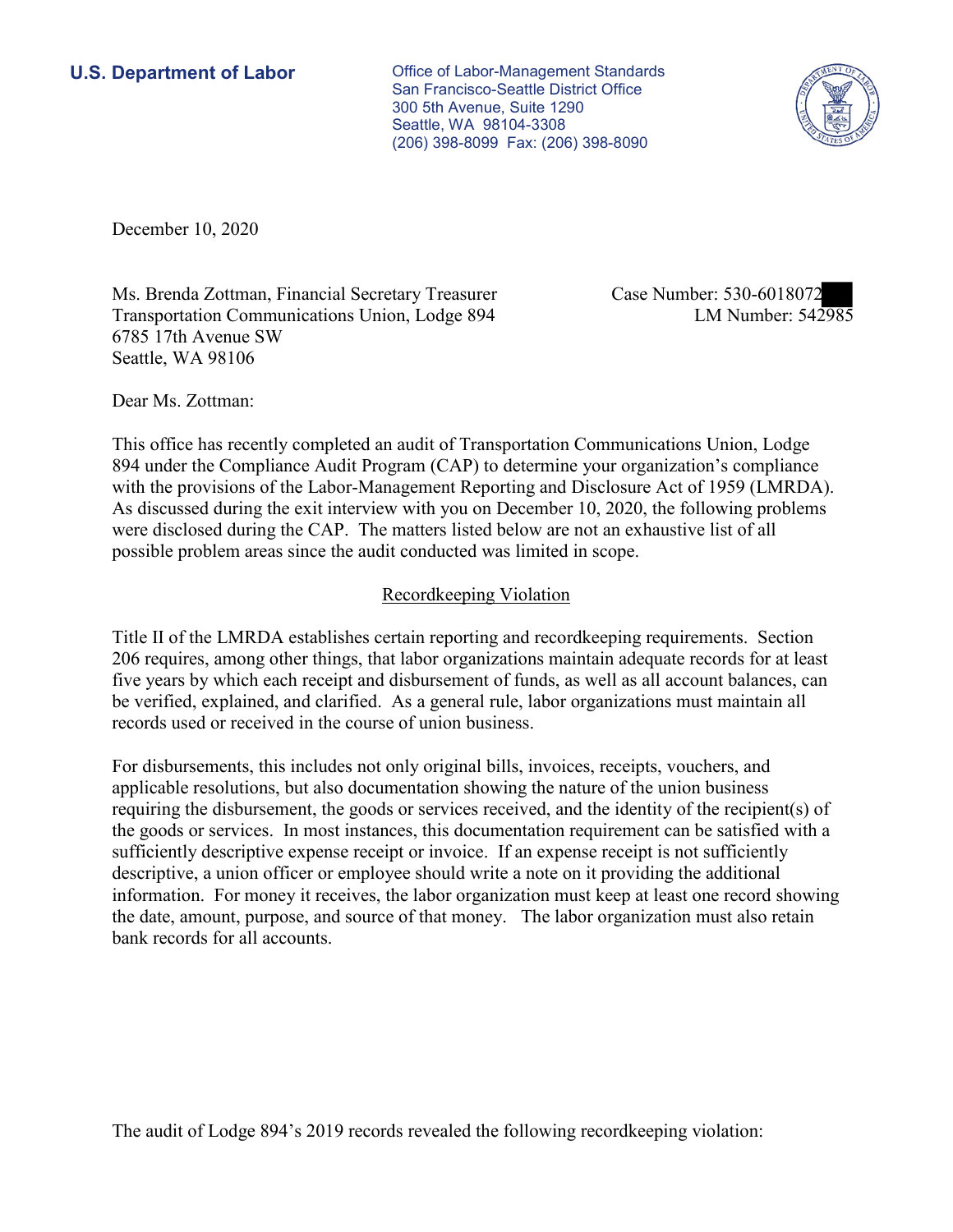**U.S. Department of Labor**

Office of Labor-Management Standards
San Francisco-Seattle District Office
300 5th Avenue, Suite 1290
Seattle, WA 98104-3308
(206) 398-8099 Fax: (206) 398-8090

December 10, 2020

Ms. Brenda Zottman, Financial Secretary Treasurer
Transportation Communications Union, Lodge 894
6785 17th Avenue SW
Seattle, WA 98106

Case Number: 530-6018072
LM Number: 542985

Dear Ms. Zottman:

This office has recently completed an audit of Transportation Communications Union, Lodge 894 under the Compliance Audit Program (CAP) to determine your organization's compliance with the provisions of the Labor-Management Reporting and Disclosure Act of 1959 (LMRDA). As discussed during the exit interview with you on December 10, 2020, the following problems were disclosed during the CAP. The matters listed below are not an exhaustive list of all possible problem areas since the audit conducted was limited in scope.

## Recordkeeping Violation

Title II of the LMRDA establishes certain reporting and recordkeeping requirements. Section 206 requires, among other things, that labor organizations maintain adequate records for at least five years by which each receipt and disbursement of funds, as well as all account balances, can be verified, explained, and clarified. As a general rule, labor organizations must maintain all records used or received in the course of union business.

For disbursements, this includes not only original bills, invoices, receipts, vouchers, and applicable resolutions, but also documentation showing the nature of the union business requiring the disbursement, the goods or services received, and the identity of the recipient(s) of the goods or services. In most instances, this documentation requirement can be satisfied with a sufficiently descriptive expense receipt or invoice. If an expense receipt is not sufficiently descriptive, a union officer or employee should write a note on it providing the additional information. For money it receives, the labor organization must keep at least one record showing the date, amount, purpose, and source of that money. The labor organization must also retain bank records for all accounts.

The audit of Lodge 894's 2019 records revealed the following recordkeeping violation: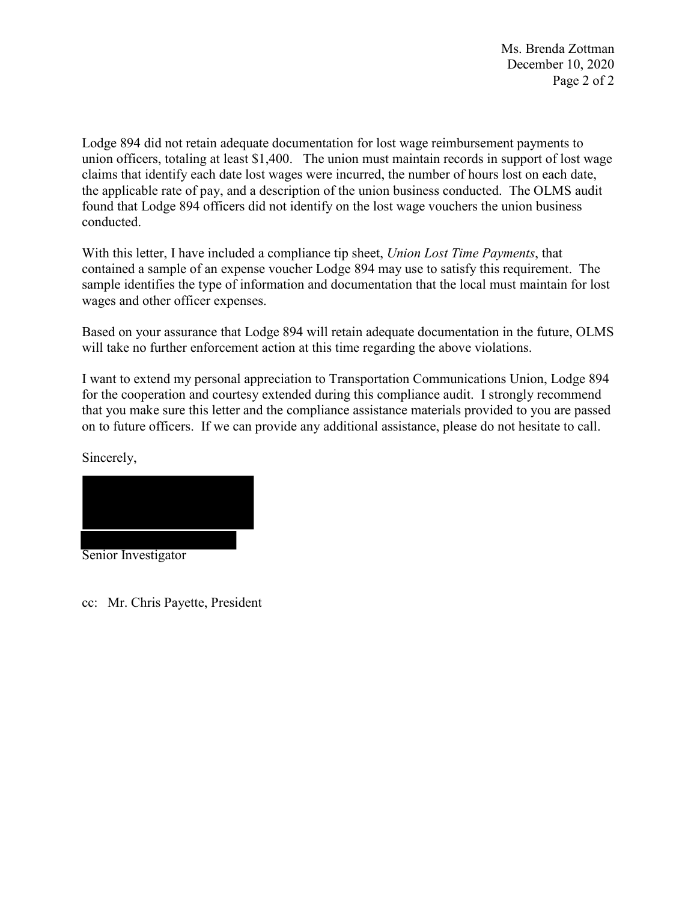Lodge 894 did not retain adequate documentation for lost wage reimbursement payments to union officers, totaling at least $1,400. The union must maintain records in support of lost wage claims that identify each date lost wages were incurred, the number of hours lost on each date, the applicable rate of pay, and a description of the union business conducted. The OLMS audit found that Lodge 894 officers did not identify on the lost wage vouchers the union business conducted.

With this letter, I have included a compliance tip sheet, *Union Lost Time Payments*, that contained a sample of an expense voucher Lodge 894 may use to satisfy this requirement. The sample identifies the type of information and documentation that the local must maintain for lost wages and other officer expenses.

Based on your assurance that Lodge 894 will retain adequate documentation in the future, OLMS will take no further enforcement action at this time regarding the above violations.

I want to extend my personal appreciation to Transportation Communications Union, Lodge 894 for the cooperation and courtesy extended during this compliance audit. I strongly recommend that you make sure this letter and the compliance assistance materials provided to you are passed on to future officers. If we can provide any additional assistance, please do not hesitate to call.

Sincerely,

Senior Investigator

cc: Mr. Chris Payette, President